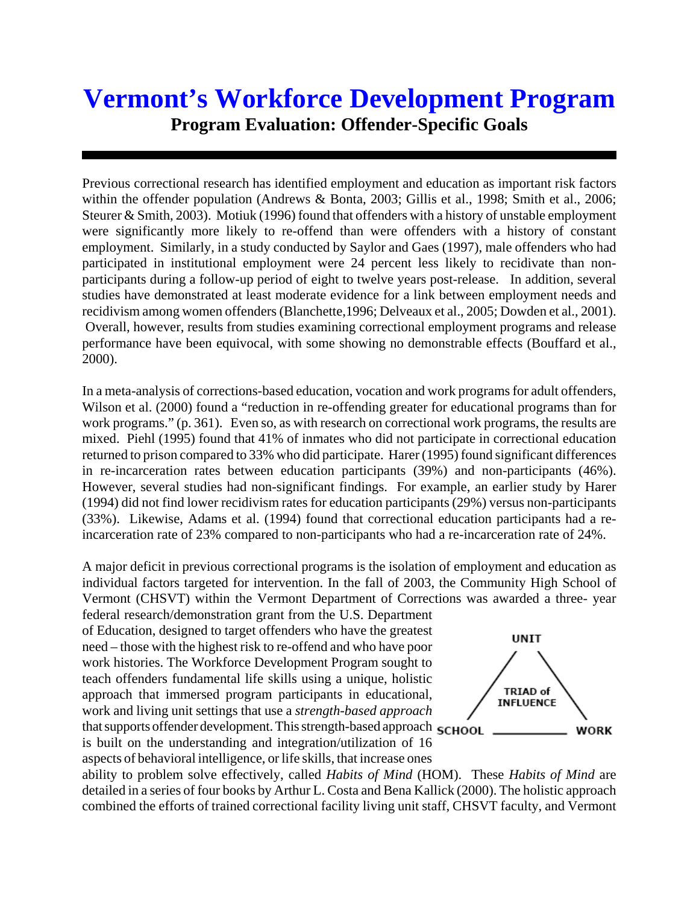# Vermont's Workforce Development Program

## Program Evaluation: Offender-Specific Goals

Previous correctional research has identified employment and education as important risk factors within the offender population (Andrews & Bonta, 2003; Gillis et al., 1998; Smith et al., 2006; Steurer & Smith, 2003). Motiuk (1996) found that offenders with a history of unstable employment were significantly more likely to re-offend than were offenders with a history of constant employment. Similarly, in a study conducted by Saylor and Gaes (1997), male offenders who had participated in institutional employment were 24 percent less likely to recidivate than non-participants during a follow-up period of eight to twelve years post-release. In addition, several studies have demonstrated at least moderate evidence for a link between employment needs and recidivism among women offenders (Blanchette,1996; Delveaux et al., 2005; Dowden et al., 2001). Overall, however, results from studies examining correctional employment programs and release performance have been equivocal, with some showing no demonstrable effects (Bouffard et al., 2000).

In a meta-analysis of corrections-based education, vocation and work programs for adult offenders, Wilson et al. (2000) found a "reduction in re-offending greater for educational programs than for work programs." (p. 361). Even so, as with research on correctional work programs, the results are mixed. Piehl (1995) found that 41% of inmates who did not participate in correctional education returned to prison compared to 33% who did participate. Harer (1995) found significant differences in re-incarceration rates between education participants (39%) and non-participants (46%). However, several studies had non-significant findings. For example, an earlier study by Harer (1994) did not find lower recidivism rates for education participants (29%) versus non-participants (33%). Likewise, Adams et al. (1994) found that correctional education participants had a re-incarceration rate of 23% compared to non-participants who had a re-incarceration rate of 24%.

A major deficit in previous correctional programs is the isolation of employment and education as individual factors targeted for intervention. In the fall of 2003, the Community High School of Vermont (CHSVT) within the Vermont Department of Corrections was awarded a three- year federal research/demonstration grant from the U.S. Department of Education, designed to target offenders who have the greatest need – those with the highest risk to re-offend and who have poor work histories. The Workforce Development Program sought to teach offenders fundamental life skills using a unique, holistic approach that immersed program participants in educational, work and living unit settings that use a *strength-based approach* that supports offender development. This strength-based approach is built on the understanding and integration/utilization of 16 aspects of behavioral intelligence, or life skills, that increase ones ability to problem solve effectively, called *Habits of Mind* (HOM). These *Habits of Mind* are detailed in a series of four books by Arthur L. Costa and Bena Kallick (2000). The holistic approach combined the efforts of trained correctional facility living unit staff, CHSVT faculty, and Vermont

UNIT

TRIAD of INFLUENCE

SCHOOL — WORK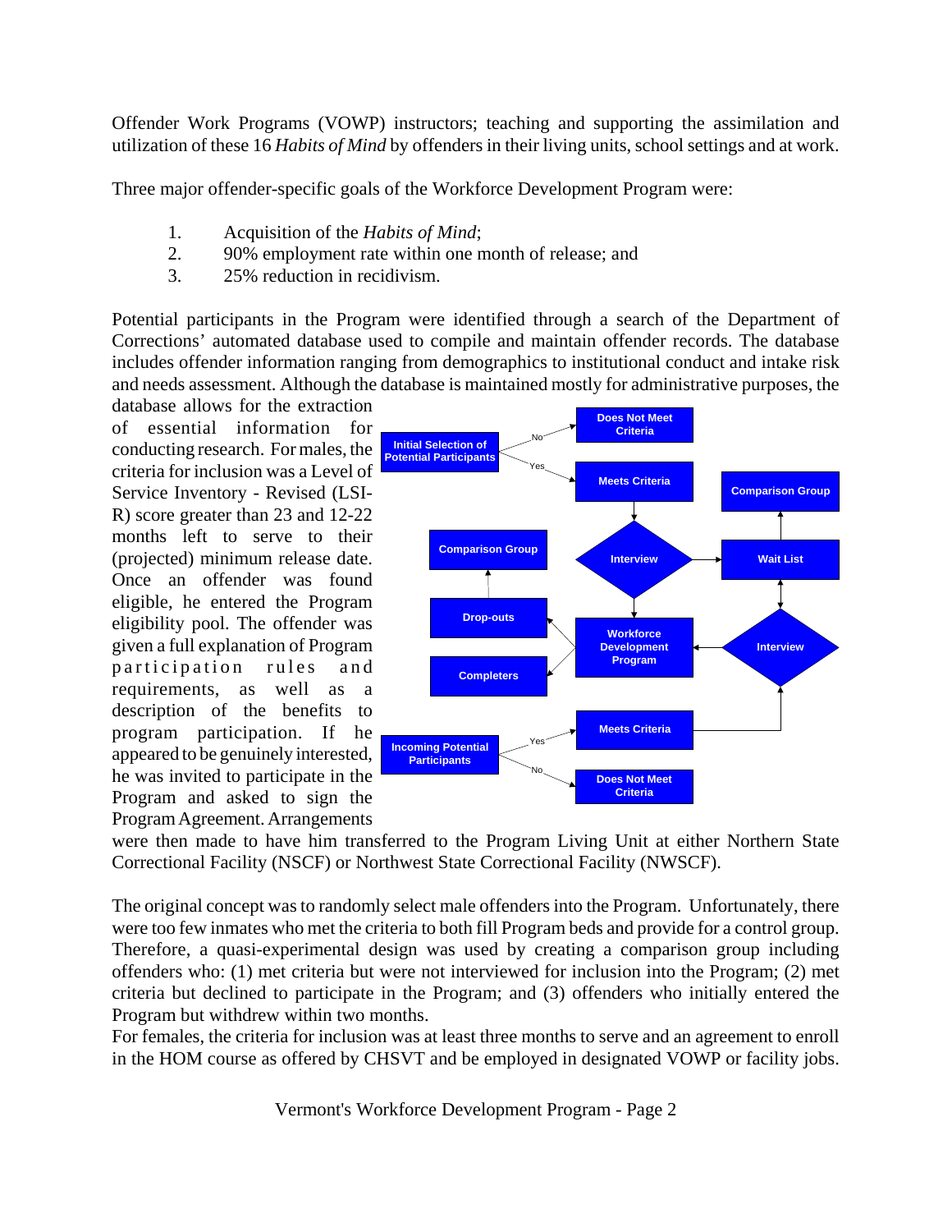Offender Work Programs (VOWP) instructors; teaching and supporting the assimilation and utilization of these 16 *Habits of Mind* by offenders in their living units, school settings and at work.

Three major offender-specific goals of the Workforce Development Program were:

1. Acquisition of the *Habits of Mind*;
2. 90% employment rate within one month of release; and
3. 25% reduction in recidivism.

Potential participants in the Program were identified through a search of the Department of Corrections' automated database used to compile and maintain offender records. The database includes offender information ranging from demographics to institutional conduct and intake risk and needs assessment. Although the database is maintained mostly for administrative purposes, the database allows for the extraction of essential information for conducting research. For males, the criteria for inclusion was a Level of Service Inventory - Revised (LSI-R) score greater than 23 and 12-22 months left to serve to their (projected) minimum release date. Once an offender was found eligible, he entered the Program eligibility pool. The offender was given a full explanation of Program participation rules and requirements, as well as a description of the benefits to program participation. If he appeared to be genuinely interested, he was invited to participate in the Program and asked to sign the Program Agreement. Arrangements were then made to have him transferred to the Program Living Unit at either Northern State Correctional Facility (NSCF) or Northwest State Correctional Facility (NWSCF).

The original concept was to randomly select male offenders into the Program. Unfortunately, there were too few inmates who met the criteria to both fill Program beds and provide for a control group. Therefore, a quasi-experimental design was used by creating a comparison group including offenders who: (1) met criteria but were not interviewed for inclusion into the Program; (2) met criteria but declined to participate in the Program; and (3) offenders who initially entered the Program but withdrew within two months.

For females, the criteria for inclusion was at least three months to serve and an agreement to enroll in the HOM course as offered by CHSVT and be employed in designated VOWP or facility jobs.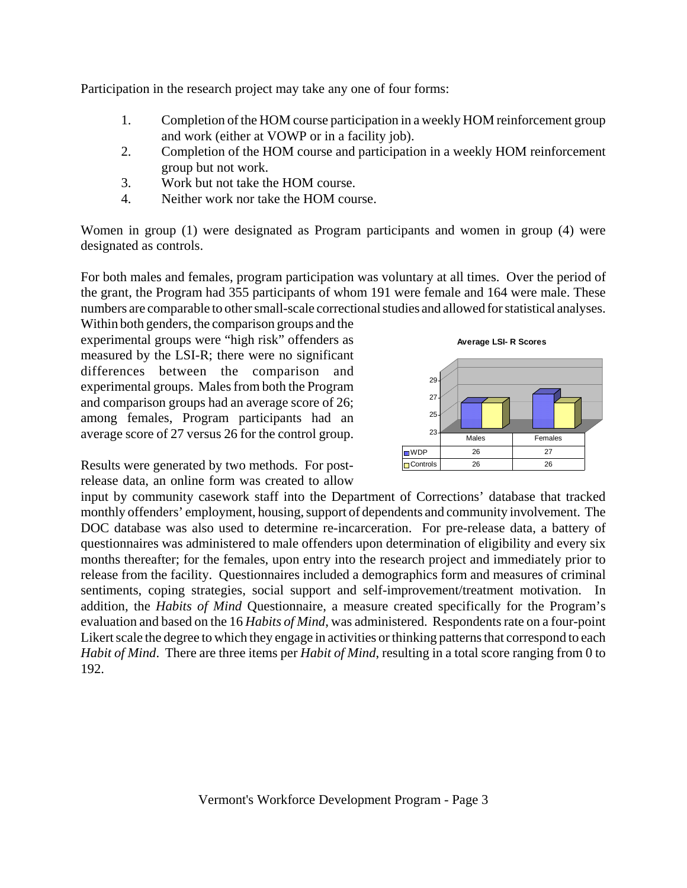Participation in the research project may take any one of four forms:

1. Completion of the HOM course participation in a weekly HOM reinforcement group and work (either at VOWP or in a facility job).
2. Completion of the HOM course and participation in a weekly HOM reinforcement group but not work.
3. Work but not take the HOM course.
4. Neither work nor take the HOM course.

Women in group (1) were designated as Program participants and women in group (4) were designated as controls.

For both males and females, program participation was voluntary at all times. Over the period of the grant, the Program had 355 participants of whom 191 were female and 164 were male. These numbers are comparable to other small-scale correctional studies and allowed for statistical analyses. Within both genders, the comparison groups and the experimental groups were "high risk" offenders as measured by the LSI-R; there were no significant differences between the comparison and experimental groups. Males from both the Program and comparison groups had an average score of 26; among females, Program participants had an average score of 27 versus 26 for the control group.

**Average LSI- R Scores**

| | Males | Females |
|---|---|---|
| WDP | 26 | 27 |
| Controls | 26 | 26 |

Results were generated by two methods. For post-release data, an online form was created to allow input by community casework staff into the Department of Corrections' database that tracked monthly offenders' employment, housing, support of dependents and community involvement. The DOC database was also used to determine re-incarceration. For pre-release data, a battery of questionnaires was administered to male offenders upon determination of eligibility and every six months thereafter; for the females, upon entry into the research project and immediately prior to release from the facility. Questionnaires included a demographics form and measures of criminal sentiments, coping strategies, social support and self-improvement/treatment motivation. In addition, the *Habits of Mind* Questionnaire, a measure created specifically for the Program's evaluation and based on the 16 *Habits of Mind*, was administered. Respondents rate on a four-point Likert scale the degree to which they engage in activities or thinking patterns that correspond to each *Habit of Mind*. There are three items per *Habit of Mind*, resulting in a total score ranging from 0 to 192.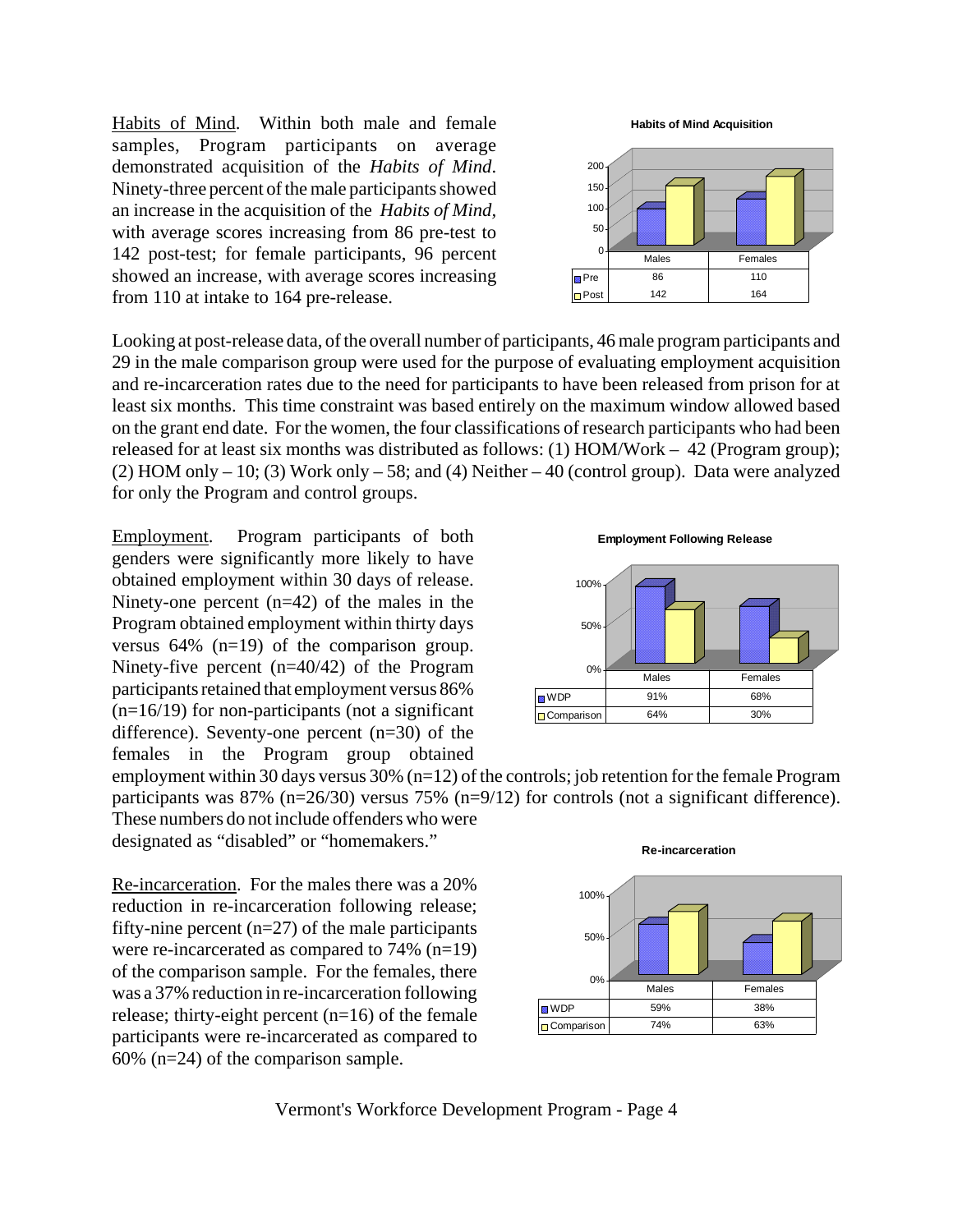Habits of Mind. Within both male and female samples, Program participants on average demonstrated acquisition of the *Habits of Mind*. Ninety-three percent of the male participants showed an increase in the acquisition of the *Habits of Mind*, with average scores increasing from 86 pre-test to 142 post-test; for female participants, 96 percent showed an increase, with average scores increasing from 110 at intake to 164 pre-release.

**Habits of Mind Acquisition**

| | Males | Females |
|---|---|---|
| Pre | 86 | 110 |
| Post | 142 | 164 |

Looking at post-release data, of the overall number of participants, 46 male program participants and 29 in the male comparison group were used for the purpose of evaluating employment acquisition and re-incarceration rates due to the need for participants to have been released from prison for at least six months. This time constraint was based entirely on the maximum window allowed based on the grant end date. For the women, the four classifications of research participants who had been released for at least six months was distributed as follows: (1) HOM/Work – 42 (Program group); (2) HOM only – 10; (3) Work only – 58; and (4) Neither – 40 (control group). Data were analyzed for only the Program and control groups.

Employment. Program participants of both genders were significantly more likely to have obtained employment within 30 days of release. Ninety-one percent (n=42) of the males in the Program obtained employment within thirty days versus 64% (n=19) of the comparison group. Ninety-five percent (n=40/42) of the Program participants retained that employment versus 86% (n=16/19) for non-participants (not a significant difference). Seventy-one percent (n=30) of the females in the Program group obtained employment within 30 days versus 30% (n=12) of the controls; job retention for the female Program participants was 87% (n=26/30) versus 75% (n=9/12) for controls (not a significant difference). These numbers do not include offenders who were designated as "disabled" or "homemakers."

**Employment Following Release**

| | Males | Females |
|---|---|---|
| WDP | 91% | 68% |
| Comparison | 64% | 30% |

Re-incarceration. For the males there was a 20% reduction in re-incarceration following release; fifty-nine percent (n=27) of the male participants were re-incarcerated as compared to 74% (n=19) of the comparison sample. For the females, there was a 37% reduction in re-incarceration following release; thirty-eight percent (n=16) of the female participants were re-incarcerated as compared to 60% (n=24) of the comparison sample.

**Re-incarceration**

| | Males | Females |
|---|---|---|
| WDP | 59% | 38% |
| Comparison | 74% | 63% |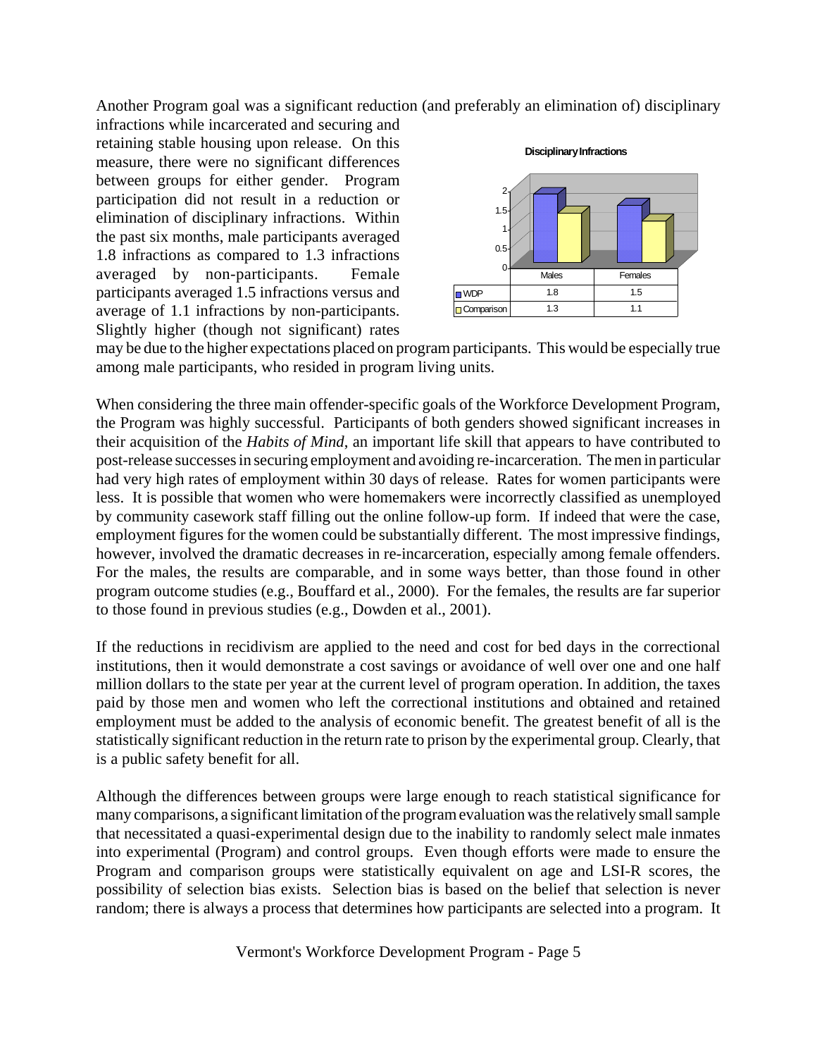Another Program goal was a significant reduction (and preferably an elimination of) disciplinary infractions while incarcerated and securing and retaining stable housing upon release. On this measure, there were no significant differences between groups for either gender. Program participation did not result in a reduction or elimination of disciplinary infractions. Within the past six months, male participants averaged 1.8 infractions as compared to 1.3 infractions averaged by non-participants. Female participants averaged 1.5 infractions versus and average of 1.1 infractions by non-participants. Slightly higher (though not significant) rates may be due to the higher expectations placed on program participants. This would be especially true among male participants, who resided in program living units.

**Disciplinary Infractions**

| | Males | Females |
|---|---|---|
| WDP | 1.8 | 1.5 |
| Comparison | 1.3 | 1.1 |

When considering the three main offender-specific goals of the Workforce Development Program, the Program was highly successful. Participants of both genders showed significant increases in their acquisition of the *Habits of Mind*, an important life skill that appears to have contributed to post-release successes in securing employment and avoiding re-incarceration. The men in particular had very high rates of employment within 30 days of release. Rates for women participants were less. It is possible that women who were homemakers were incorrectly classified as unemployed by community casework staff filling out the online follow-up form. If indeed that were the case, employment figures for the women could be substantially different. The most impressive findings, however, involved the dramatic decreases in re-incarceration, especially among female offenders. For the males, the results are comparable, and in some ways better, than those found in other program outcome studies (e.g., Bouffard et al., 2000). For the females, the results are far superior to those found in previous studies (e.g., Dowden et al., 2001).

If the reductions in recidivism are applied to the need and cost for bed days in the correctional institutions, then it would demonstrate a cost savings or avoidance of well over one and one half million dollars to the state per year at the current level of program operation. In addition, the taxes paid by those men and women who left the correctional institutions and obtained and retained employment must be added to the analysis of economic benefit. The greatest benefit of all is the statistically significant reduction in the return rate to prison by the experimental group. Clearly, that is a public safety benefit for all.

Although the differences between groups were large enough to reach statistical significance for many comparisons, a significant limitation of the program evaluation was the relatively small sample that necessitated a quasi-experimental design due to the inability to randomly select male inmates into experimental (Program) and control groups. Even though efforts were made to ensure the Program and comparison groups were statistically equivalent on age and LSI-R scores, the possibility of selection bias exists. Selection bias is based on the belief that selection is never random; there is always a process that determines how participants are selected into a program. It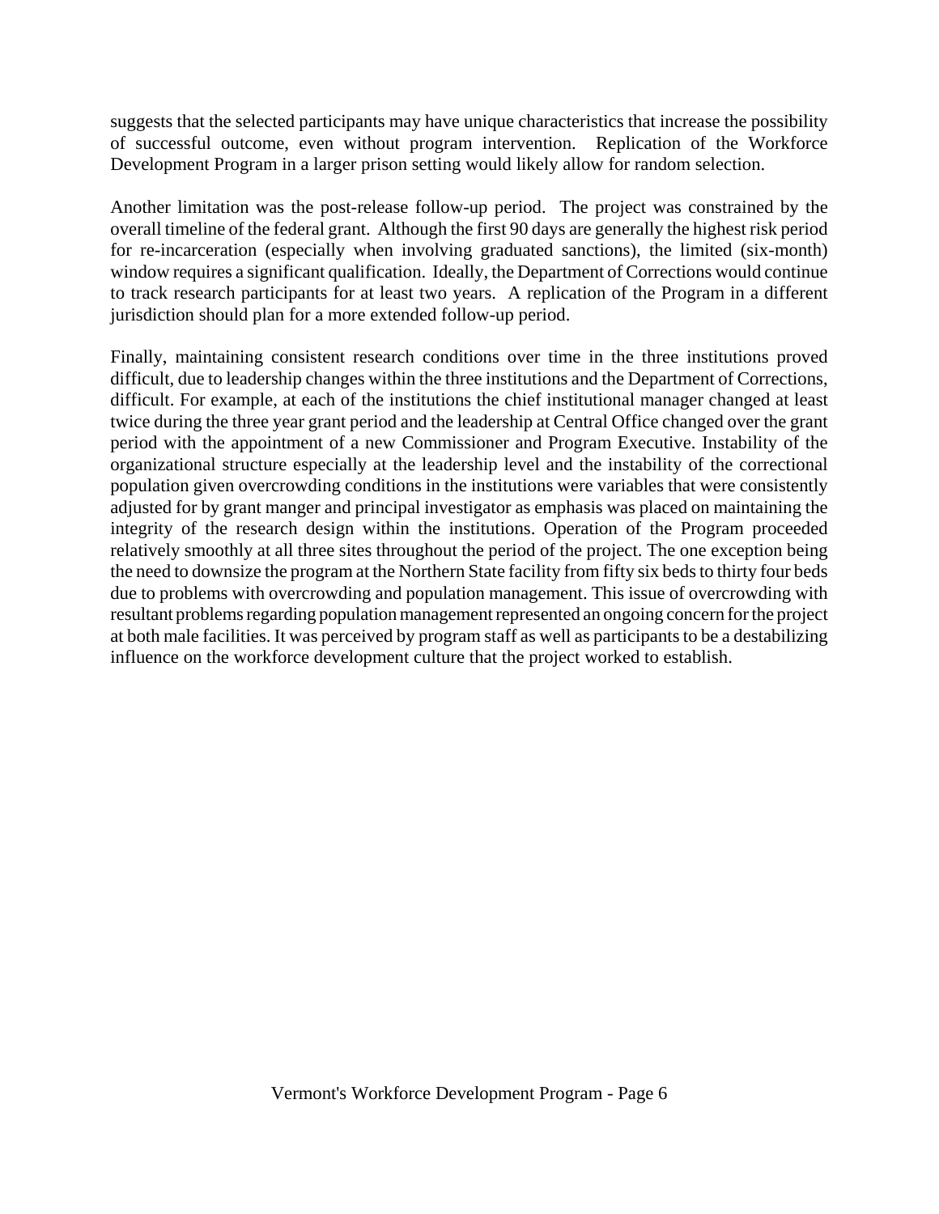suggests that the selected participants may have unique characteristics that increase the possibility of successful outcome, even without program intervention. Replication of the Workforce Development Program in a larger prison setting would likely allow for random selection.

Another limitation was the post-release follow-up period. The project was constrained by the overall timeline of the federal grant. Although the first 90 days are generally the highest risk period for re-incarceration (especially when involving graduated sanctions), the limited (six-month) window requires a significant qualification. Ideally, the Department of Corrections would continue to track research participants for at least two years. A replication of the Program in a different jurisdiction should plan for a more extended follow-up period.

Finally, maintaining consistent research conditions over time in the three institutions proved difficult, due to leadership changes within the three institutions and the Department of Corrections, difficult. For example, at each of the institutions the chief institutional manager changed at least twice during the three year grant period and the leadership at Central Office changed over the grant period with the appointment of a new Commissioner and Program Executive. Instability of the organizational structure especially at the leadership level and the instability of the correctional population given overcrowding conditions in the institutions were variables that were consistently adjusted for by grant manger and principal investigator as emphasis was placed on maintaining the integrity of the research design within the institutions. Operation of the Program proceeded relatively smoothly at all three sites throughout the period of the project. The one exception being the need to downsize the program at the Northern State facility from fifty six beds to thirty four beds due to problems with overcrowding and population management. This issue of overcrowding with resultant problems regarding population management represented an ongoing concern for the project at both male facilities. It was perceived by program staff as well as participants to be a destabilizing influence on the workforce development culture that the project worked to establish.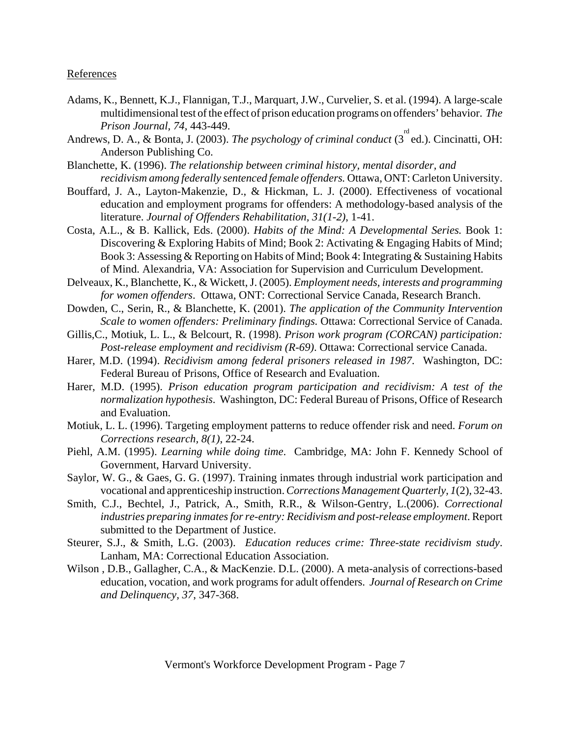References

Adams, K., Bennett, K.J., Flannigan, T.J., Marquart, J.W., Curvelier, S. et al. (1994). A large-scale multidimensional test of the effect of prison education programs on offenders' behavior. *The Prison Journal, 74*, 443-449.

Andrews, D. A., & Bonta, J. (2003). *The psychology of criminal conduct* (3rd ed.). Cincinatti, OH: Anderson Publishing Co.

Blanchette, K. (1996). *The relationship between criminal history, mental disorder, and recidivism among federally sentenced female offenders.* Ottawa, ONT: Carleton University.

Bouffard, J. A., Layton-Makenzie, D., & Hickman, L. J. (2000). Effectiveness of vocational education and employment programs for offenders: A methodology-based analysis of the literature. *Journal of Offenders Rehabilitation, 31(1-2),* 1-41.

Costa, A.L., & B. Kallick, Eds. (2000). *Habits of the Mind: A Developmental Series.* Book 1: Discovering & Exploring Habits of Mind; Book 2: Activating & Engaging Habits of Mind; Book 3: Assessing & Reporting on Habits of Mind; Book 4: Integrating & Sustaining Habits of Mind. Alexandria, VA: Association for Supervision and Curriculum Development.

Delveaux, K., Blanchette, K., & Wickett, J. (2005). *Employment needs, interests and programming for women offenders*. Ottawa, ONT: Correctional Service Canada, Research Branch.

Dowden, C., Serin, R., & Blanchette, K. (2001). *The application of the Community Intervention Scale to women offenders: Preliminary findings.* Ottawa: Correctional Service of Canada.

Gillis,C., Motiuk, L. L., & Belcourt, R. (1998). *Prison work program (CORCAN) participation: Post-release employment and recidivism (R-69)*. Ottawa: Correctional service Canada.

Harer, M.D. (1994). *Recidivism among federal prisoners released in 1987.* Washington, DC: Federal Bureau of Prisons, Office of Research and Evaluation.

Harer, M.D. (1995). *Prison education program participation and recidivism: A test of the normalization hypothesis*. Washington, DC: Federal Bureau of Prisons, Office of Research and Evaluation.

Motiuk, L. L. (1996). Targeting employment patterns to reduce offender risk and need. *Forum on Corrections research, 8(1)*, 22-24.

Piehl, A.M. (1995). *Learning while doing time.* Cambridge, MA: John F. Kennedy School of Government, Harvard University.

Saylor, W. G., & Gaes, G. G. (1997). Training inmates through industrial work participation and vocational and apprenticeship instruction. *Corrections Management Quarterly, 1*(2), 32-43.

Smith, C.J., Bechtel, J., Patrick, A., Smith, R.R., & Wilson-Gentry, L.(2006). *Correctional industries preparing inmates for re-entry: Recidivism and post-release employment*. Report submitted to the Department of Justice.

Steurer, S.J., & Smith, L.G. (2003). *Education reduces crime: Three-state recidivism study*. Lanham, MA: Correctional Education Association.

Wilson , D.B., Gallagher, C.A., & MacKenzie. D.L. (2000). A meta-analysis of corrections-based education, vocation, and work programs for adult offenders. *Journal of Research on Crime and Delinquency, 37*, 347-368.